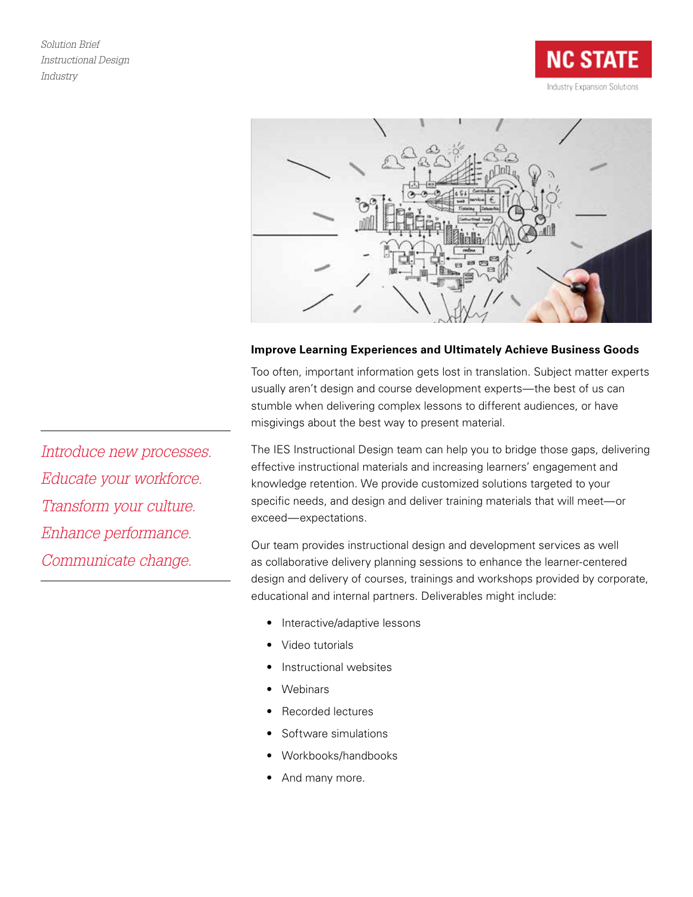*Solution Brief*
*Instructional Design*
*Industry*

NC STATE
Industry Expansion Solutions

*Introduce new processes.*
*Educate your workforce.*
*Transform your culture.*
*Enhance performance.*
*Communicate change.*

### Improve Learning Experiences and Ultimately Achieve Business Goods

Too often, important information gets lost in translation. Subject matter experts usually aren't design and course development experts—the best of us can stumble when delivering complex lessons to different audiences, or have misgivings about the best way to present material.

The IES Instructional Design team can help you to bridge those gaps, delivering effective instructional materials and increasing learners' engagement and knowledge retention. We provide customized solutions targeted to your specific needs, and design and deliver training materials that will meet—or exceed—expectations.

Our team provides instructional design and development services as well as collaborative delivery planning sessions to enhance the learner-centered design and delivery of courses, trainings and workshops provided by corporate, educational and internal partners. Deliverables might include:

- Interactive/adaptive lessons
- Video tutorials
- Instructional websites
- Webinars
- Recorded lectures
- Software simulations
- Workbooks/handbooks
- And many more.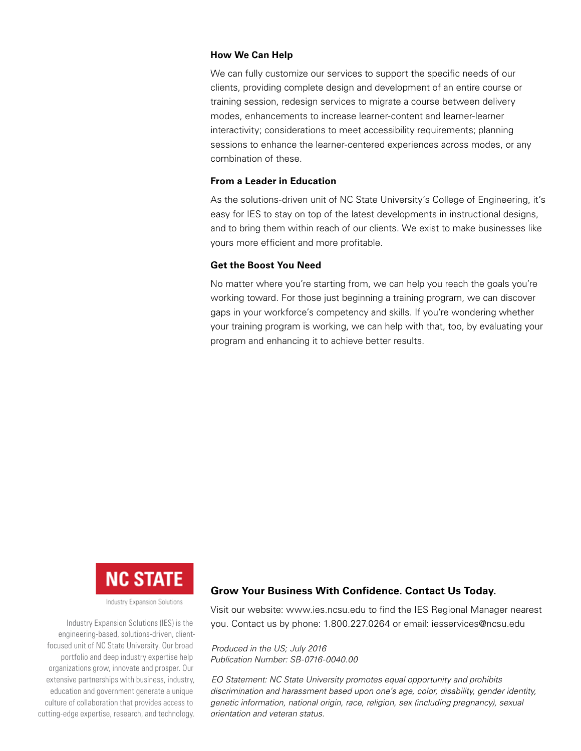### How We Can Help

We can fully customize our services to support the specific needs of our clients, providing complete design and development of an entire course or training session, redesign services to migrate a course between delivery modes, enhancements to increase learner-content and learner-learner interactivity; considerations to meet accessibility requirements; planning sessions to enhance the learner-centered experiences across modes, or any combination of these.

### From a Leader in Education

As the solutions-driven unit of NC State University's College of Engineering, it's easy for IES to stay on top of the latest developments in instructional designs, and to bring them within reach of our clients. We exist to make businesses like yours more efficient and more profitable.

### Get the Boost You Need

No matter where you're starting from, we can help you reach the goals you're working toward. For those just beginning a training program, we can discover gaps in your workforce's competency and skills. If you're wondering whether your training program is working, we can help with that, too, by evaluating your program and enhancing it to achieve better results.

NC STATE

Industry Expansion Solutions

Industry Expansion Solutions (IES) is the engineering-based, solutions-driven, client-focused unit of NC State University. Our broad portfolio and deep industry expertise help organizations grow, innovate and prosper. Our extensive partnerships with business, industry, education and government generate a unique culture of collaboration that provides access to cutting-edge expertise, research, and technology.

### Grow Your Business With Confidence. Contact Us Today.

Visit our website: www.ies.ncsu.edu to find the IES Regional Manager nearest you. Contact us by phone: 1.800.227.0264 or email: iesservices@ncsu.edu

*Produced in the US; July 2016*
*Publication Number: SB-0716-0040.00*

*EO Statement: NC State University promotes equal opportunity and prohibits discrimination and harassment based upon one's age, color, disability, gender identity, genetic information, national origin, race, religion, sex (including pregnancy), sexual orientation and veteran status.*